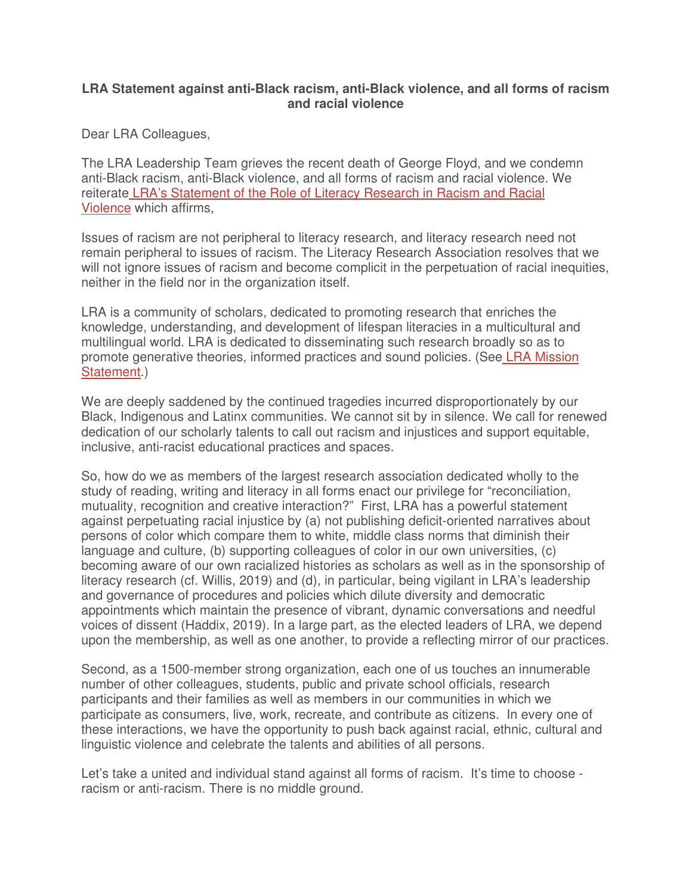**LRA Statement against anti-Black racism, anti-Black violence, and all forms of racism and racial violence**

Dear LRA Colleagues,

The LRA Leadership Team grieves the recent death of George Floyd, and we condemn anti-Black racism, anti-Black violence, and all forms of racism and racial violence. We reiterate LRA's Statement of the Role of Literacy Research in Racism and Racial Violence which affirms,

Issues of racism are not peripheral to literacy research, and literacy research need not remain peripheral to issues of racism. The Literacy Research Association resolves that we will not ignore issues of racism and become complicit in the perpetuation of racial inequities, neither in the field nor in the organization itself.

LRA is a community of scholars, dedicated to promoting research that enriches the knowledge, understanding, and development of lifespan literacies in a multicultural and multilingual world. LRA is dedicated to disseminating such research broadly so as to promote generative theories, informed practices and sound policies. (See LRA Mission Statement.)

We are deeply saddened by the continued tragedies incurred disproportionately by our Black, Indigenous and Latinx communities. We cannot sit by in silence. We call for renewed dedication of our scholarly talents to call out racism and injustices and support equitable, inclusive, anti-racist educational practices and spaces.

So, how do we as members of the largest research association dedicated wholly to the study of reading, writing and literacy in all forms enact our privilege for "reconciliation, mutuality, recognition and creative interaction?" First, LRA has a powerful statement against perpetuating racial injustice by (a) not publishing deficit-oriented narratives about persons of color which compare them to white, middle class norms that diminish their language and culture, (b) supporting colleagues of color in our own universities, (c) becoming aware of our own racialized histories as scholars as well as in the sponsorship of literacy research (cf. Willis, 2019) and (d), in particular, being vigilant in LRA's leadership and governance of procedures and policies which dilute diversity and democratic appointments which maintain the presence of vibrant, dynamic conversations and needful voices of dissent (Haddix, 2019). In a large part, as the elected leaders of LRA, we depend upon the membership, as well as one another, to provide a reflecting mirror of our practices.

Second, as a 1500-member strong organization, each one of us touches an innumerable number of other colleagues, students, public and private school officials, research participants and their families as well as members in our communities in which we participate as consumers, live, work, recreate, and contribute as citizens. In every one of these interactions, we have the opportunity to push back against racial, ethnic, cultural and linguistic violence and celebrate the talents and abilities of all persons.

Let's take a united and individual stand against all forms of racism. It's time to choose - racism or anti-racism. There is no middle ground.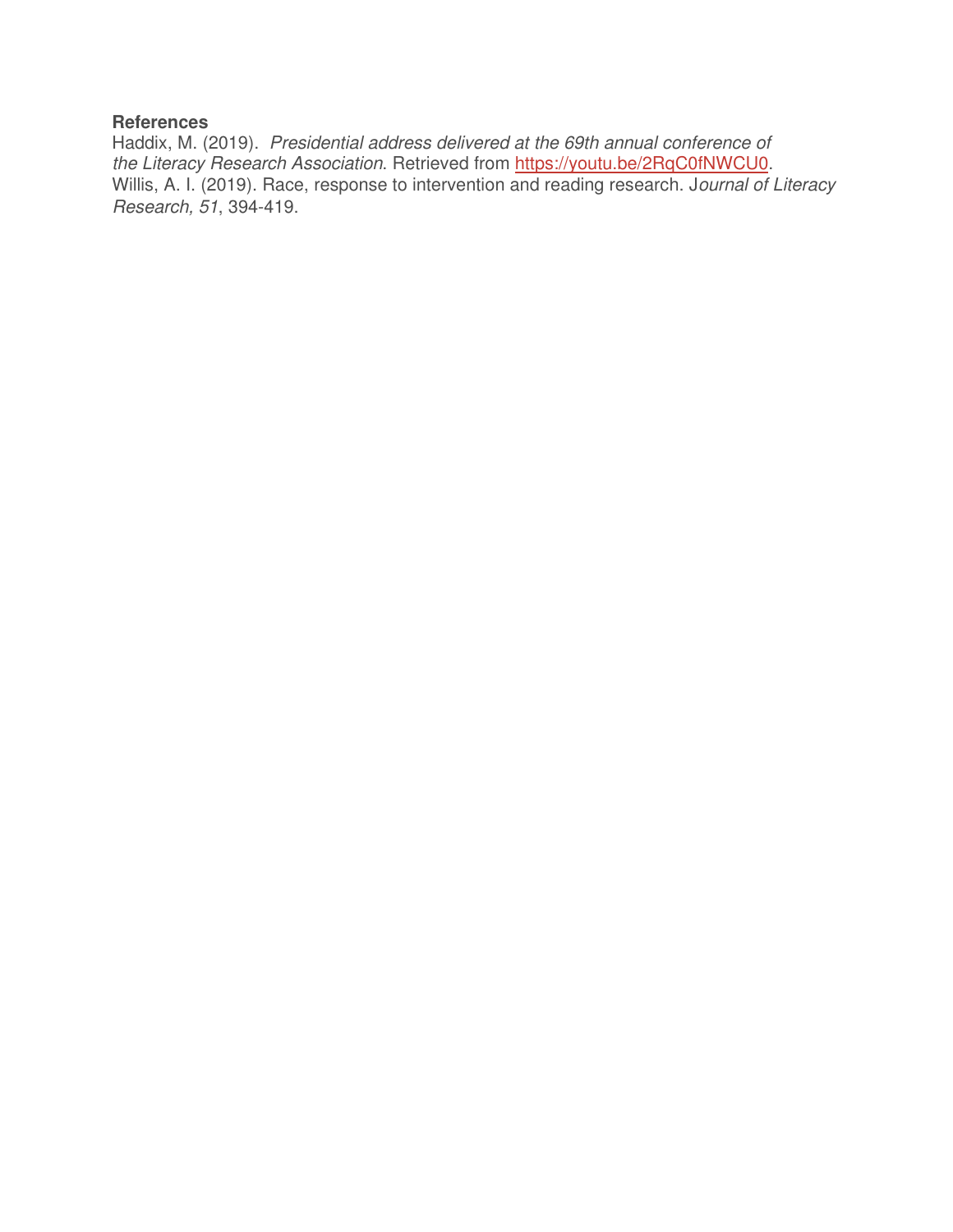**References**

Haddix, M. (2019). *Presidential address delivered at the 69th annual conference of the Literacy Research Association*. Retrieved from https://youtu.be/2RqC0fNWCU0.

Willis, A. I. (2019). Race, response to intervention and reading research. J*ournal of Literacy Research, 51*, 394-419.